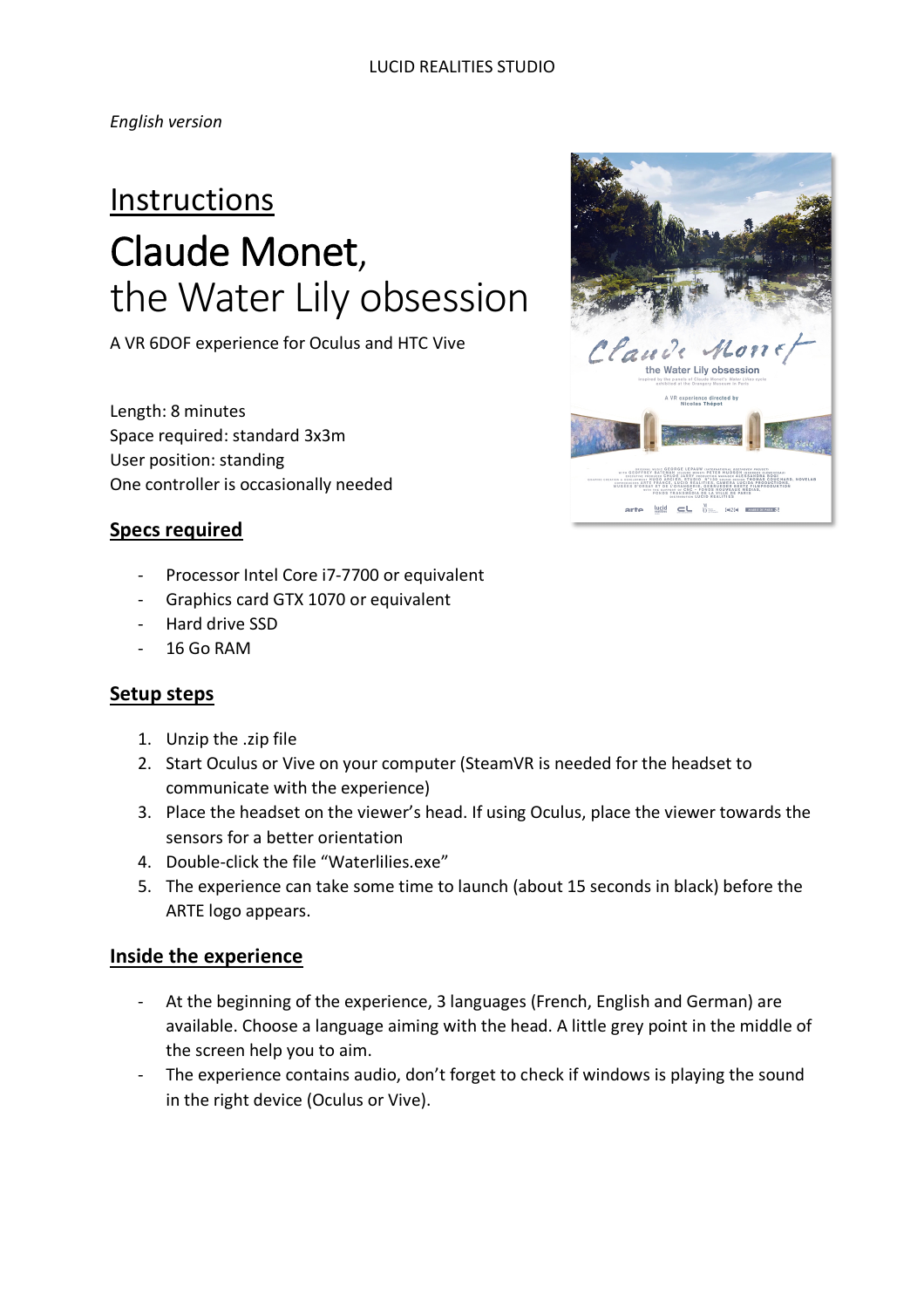LUCID REALITIES STUDIO

*English version*

# Instructions

# Claude Monet, the Water Lily obsession

A VR 6DOF experience for Oculus and HTC Vive

Length: 8 minutes
Space required: standard 3x3m
User position: standing
One controller is occasionally needed

## Specs required

- Processor Intel Core i7-7700 or equivalent
- Graphics card GTX 1070 or equivalent
- Hard drive SSD
- 16 Go RAM

## Setup steps

1. Unzip the .zip file
2. Start Oculus or Vive on your computer (SteamVR is needed for the headset to communicate with the experience)
3. Place the headset on the viewer's head. If using Oculus, place the viewer towards the sensors for a better orientation
4. Double-click the file "Waterlilies.exe"
5. The experience can take some time to launch (about 15 seconds in black) before the ARTE logo appears.

## Inside the experience

- At the beginning of the experience, 3 languages (French, English and German) are available. Choose a language aiming with the head. A little grey point in the middle of the screen help you to aim.
- The experience contains audio, don't forget to check if windows is playing the sound in the right device (Oculus or Vive).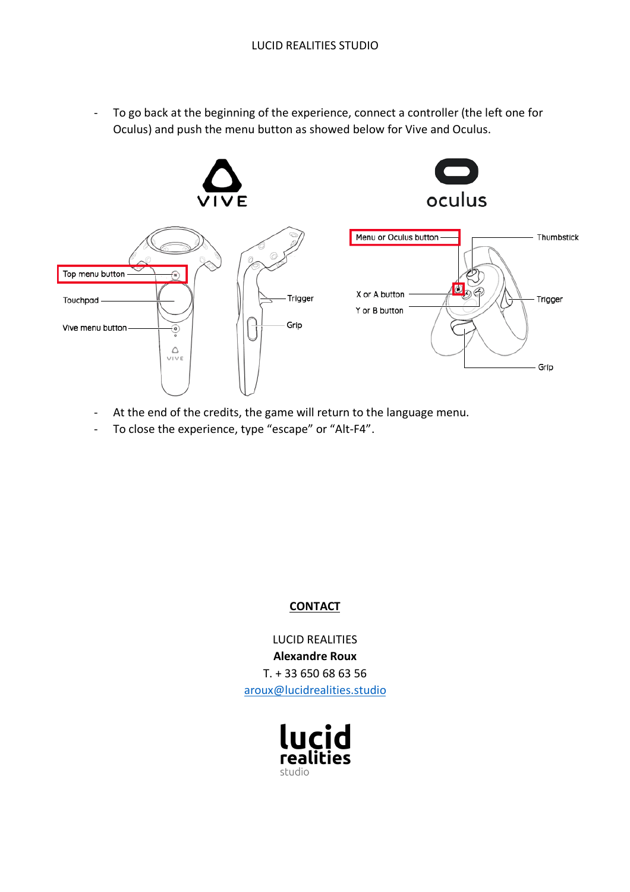- To go back at the beginning of the experience, connect a controller (the left one for Oculus) and push the menu button as showed below for Vive and Oculus.

VIVE

oculus

Top menu button

Touchpad

Vive menu button

Trigger

Grip

Menu or Oculus button

Thumbstick

X or A button

Y or B button

Trigger

Grip

- At the end of the credits, the game will return to the language menu.
- To close the experience, type “escape” or “Alt-F4”.

**CONTACT**

LUCID REALITIES
**Alexandre Roux**
T. + 33 650 68 63 56
aroux@lucidrealities.studio

lucid realities studio